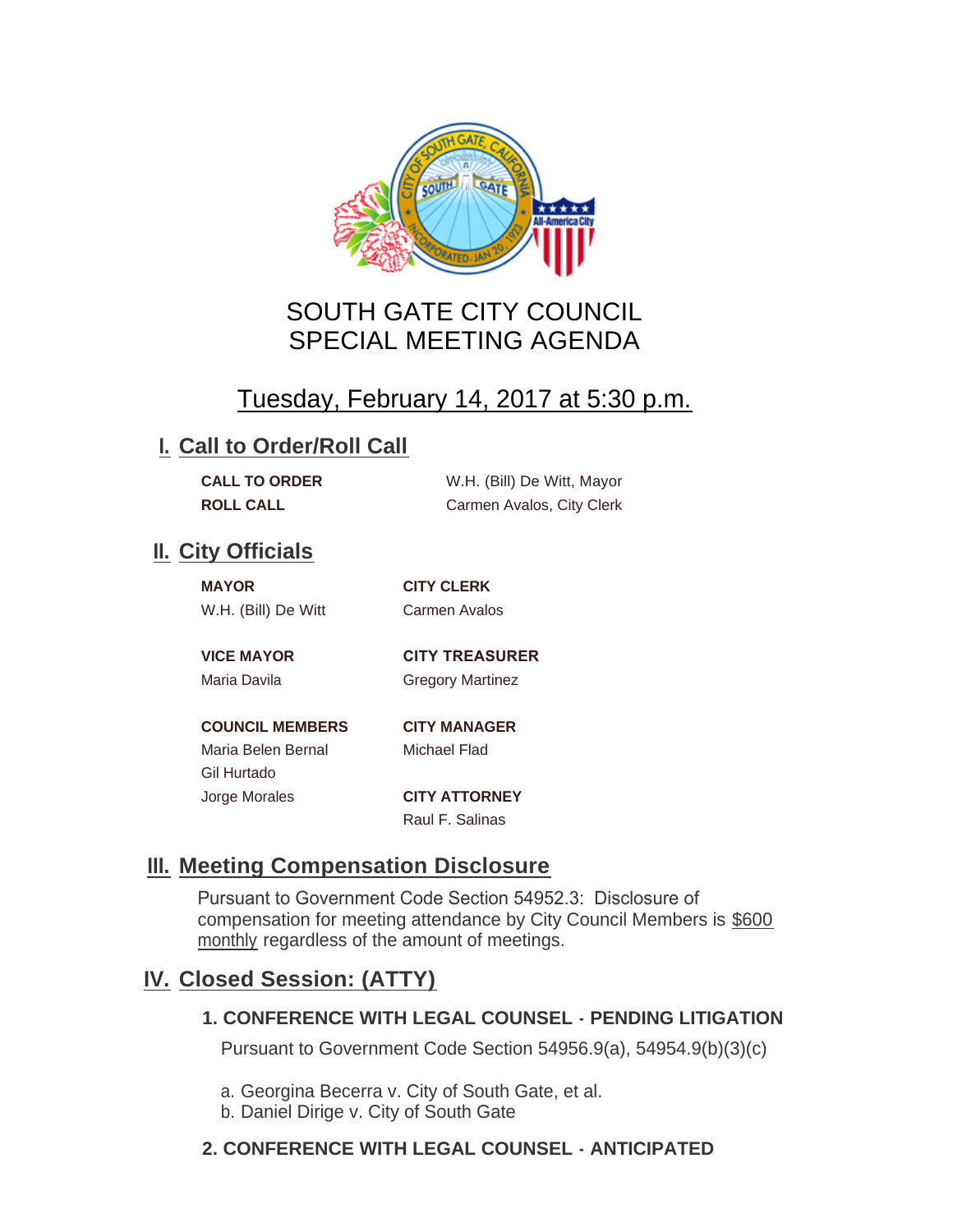# SOUTH GATE CITY COUNCIL
# SPECIAL MEETING AGENDA

## Tuesday, February 14, 2017 at 5:30 p.m.

## I. Call to Order/Roll Call

**CALL TO ORDER** W.H. (Bill) De Witt, Mayor

**ROLL CALL** Carmen Avalos, City Clerk

## II. City Officials

**MAYOR**
W.H. (Bill) De Witt

**VICE MAYOR**
Maria Davila

**COUNCIL MEMBERS**
Maria Belen Bernal
Gil Hurtado
Jorge Morales

**CITY CLERK**
Carmen Avalos

**CITY TREASURER**
Gregory Martinez

**CITY MANAGER**
Michael Flad

**CITY ATTORNEY**
Raul F. Salinas

## III. Meeting Compensation Disclosure

Pursuant to Government Code Section 54952.3: Disclosure of compensation for meeting attendance by City Council Members is $600 monthly regardless of the amount of meetings.

## IV. Closed Session: (ATTY)

### 1. CONFERENCE WITH LEGAL COUNSEL - PENDING LITIGATION

Pursuant to Government Code Section 54956.9(a), 54954.9(b)(3)(c)

a. Georgina Becerra v. City of South Gate, et al.
b. Daniel Dirige v. City of South Gate

### 2. CONFERENCE WITH LEGAL COUNSEL - ANTICIPATED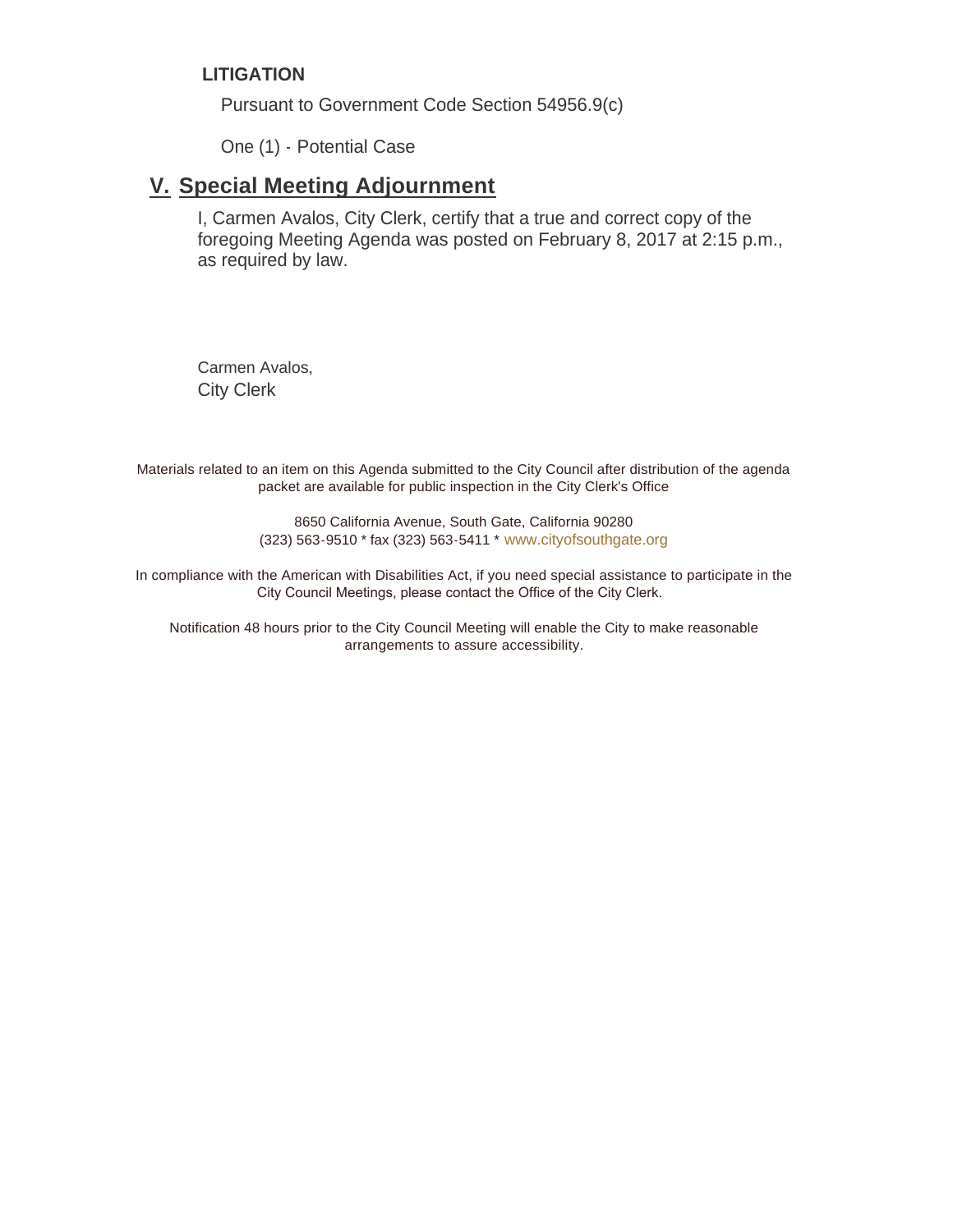**LITIGATION**

Pursuant to Government Code Section 54956.9(c)

One (1) - Potential Case

## V. Special Meeting Adjournment

I, Carmen Avalos, City Clerk, certify that a true and correct copy of the foregoing Meeting Agenda was posted on February 8, 2017 at 2:15 p.m., as required by law.

Carmen Avalos,
City Clerk

Materials related to an item on this Agenda submitted to the City Council after distribution of the agenda packet are available for public inspection in the City Clerk's Office

8650 California Avenue, South Gate, California 90280
(323) 563-9510 * fax (323) 563-5411 * www.cityofsouthgate.org

In compliance with the American with Disabilities Act, if you need special assistance to participate in the City Council Meetings, please contact the Office of the City Clerk.

Notification 48 hours prior to the City Council Meeting will enable the City to make reasonable arrangements to assure accessibility.